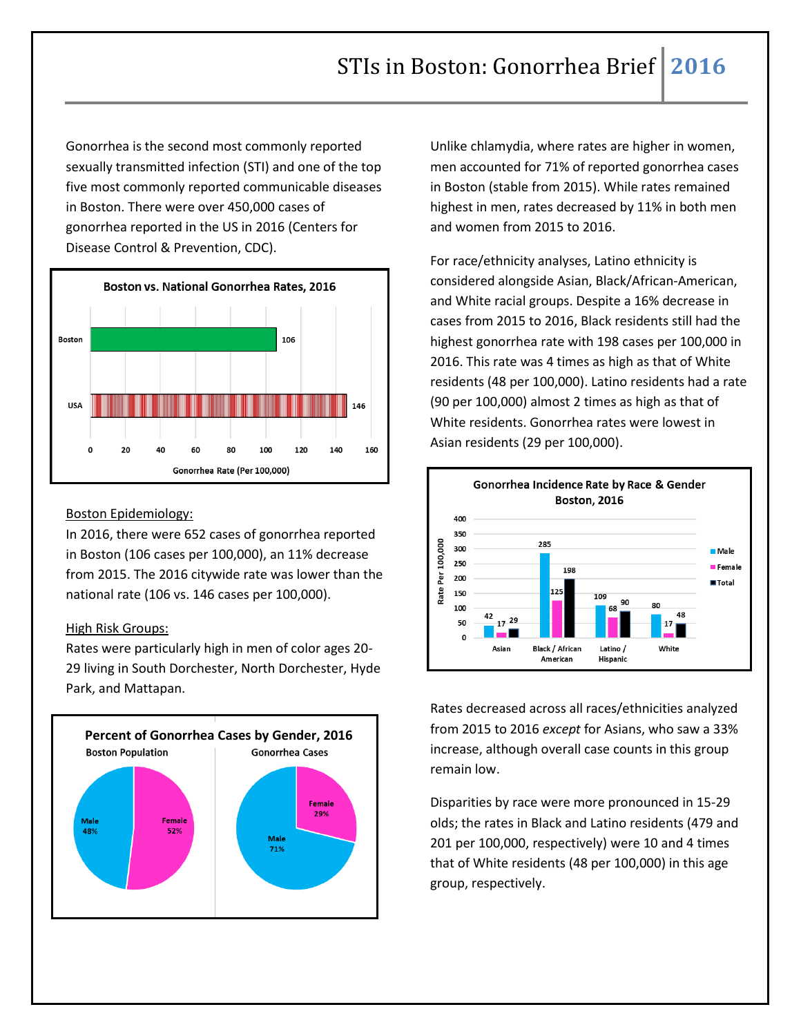# STIs in Boston: Gonorrhea Brief 2016

Gonorrhea is the second most commonly reported sexually transmitted infection (STI) and one of the top five most commonly reported communicable diseases in Boston. There were over 450,000 cases of gonorrhea reported in the US in 2016 (Centers for Disease Control & Prevention, CDC).

**Boston vs. National Gonorrhea Rates, 2016**

| | Gonorrhea Rate (Per 100,000) |
|---|---|
| Boston | 106 |
| USA | 146 |

Boston Epidemiology:

In 2016, there were 652 cases of gonorrhea reported in Boston (106 cases per 100,000), an 11% decrease from 2015. The 2016 citywide rate was lower than the national rate (106 vs. 146 cases per 100,000).

High Risk Groups:

Rates were particularly high in men of color ages 20-29 living in South Dorchester, North Dorchester, Hyde Park, and Mattapan.

**Percent of Gonorrhea Cases by Gender, 2016**

| | Boston Population | Gonorrhea Cases |
|---|---|---|
| Male | 48% | 71% |
| Female | 52% | 29% |

Unlike chlamydia, where rates are higher in women, men accounted for 71% of reported gonorrhea cases in Boston (stable from 2015). While rates remained highest in men, rates decreased by 11% in both men and women from 2015 to 2016.

For race/ethnicity analyses, Latino ethnicity is considered alongside Asian, Black/African-American, and White racial groups. Despite a 16% decrease in cases from 2015 to 2016, Black residents still had the highest gonorrhea rate with 198 cases per 100,000 in 2016. This rate was 4 times as high as that of White residents (48 per 100,000). Latino residents had a rate (90 per 100,000) almost 2 times as high as that of White residents. Gonorrhea rates were lowest in Asian residents (29 per 100,000).

**Gonorrhea Incidence Rate by Race & Gender Boston, 2016**

| Rate Per 100,000 | Male | Female | Total |
|---|---|---|---|
| Asian | 42 | 17 | 29 |
| Black / African American | 285 | 125 | 198 |
| Latino / Hispanic | 109 | 68 | 90 |
| White | 80 | 17 | 48 |

Rates decreased across all races/ethnicities analyzed from 2015 to 2016 *except* for Asians, who saw a 33% increase, although overall case counts in this group remain low.

Disparities by race were more pronounced in 15-29 olds; the rates in Black and Latino residents (479 and 201 per 100,000, respectively) were 10 and 4 times that of White residents (48 per 100,000) in this age group, respectively.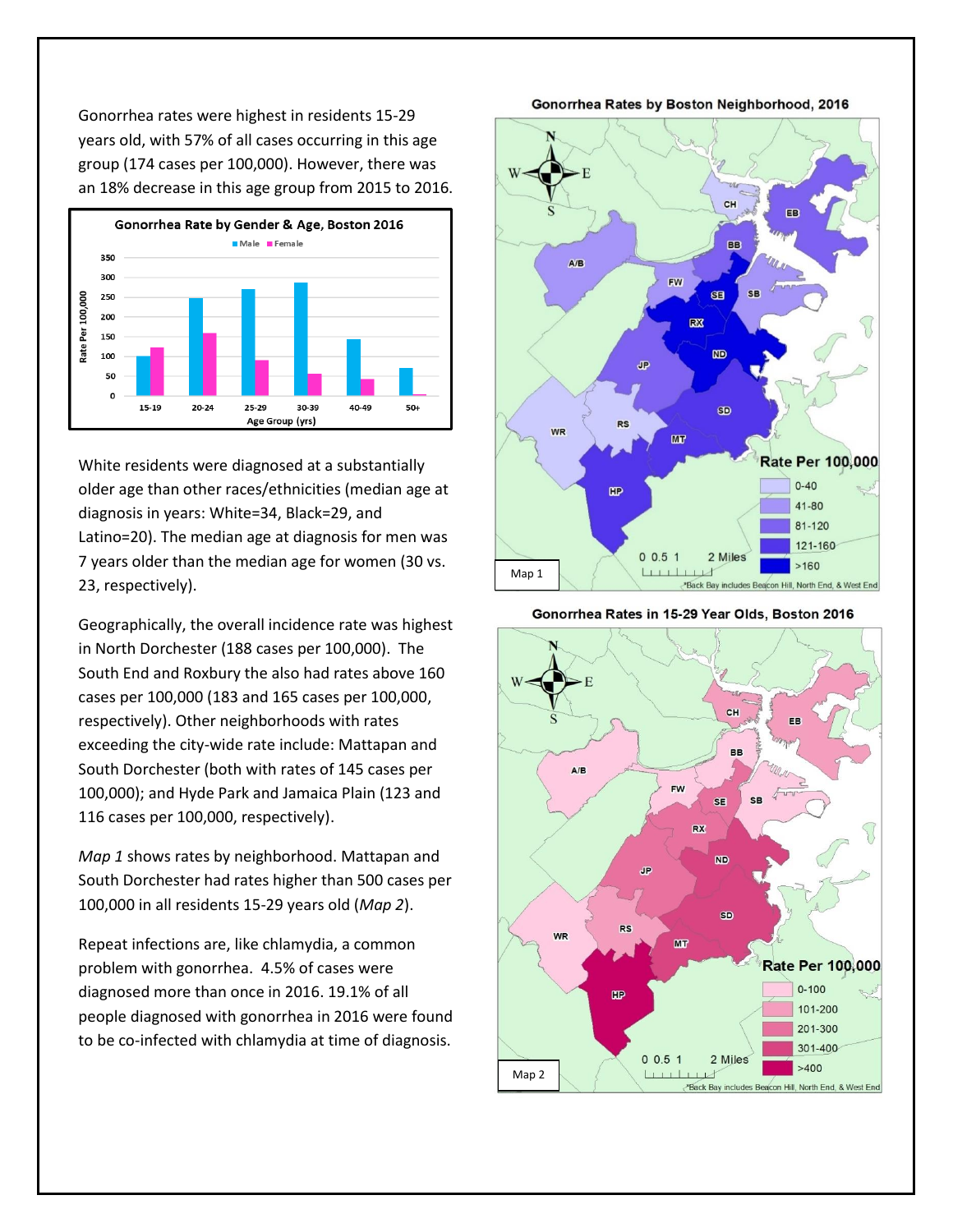Gonorrhea rates were highest in residents 15-29 years old, with 57% of all cases occurring in this age group (174 cases per 100,000). However, there was an 18% decrease in this age group from 2015 to 2016.

**Gonorrhea Rate by Gender & Age, Boston 2016**

White residents were diagnosed at a substantially older age than other races/ethnicities (median age at diagnosis in years: White=34, Black=29, and Latino=20). The median age at diagnosis for men was 7 years older than the median age for women (30 vs. 23, respectively).

Geographically, the overall incidence rate was highest in North Dorchester (188 cases per 100,000). The South End and Roxbury the also had rates above 160 cases per 100,000 (183 and 165 cases per 100,000, respectively). Other neighborhoods with rates exceeding the city-wide rate include: Mattapan and South Dorchester (both with rates of 145 cases per 100,000); and Hyde Park and Jamaica Plain (123 and 116 cases per 100,000, respectively).

*Map 1* shows rates by neighborhood. Mattapan and South Dorchester had rates higher than 500 cases per 100,000 in all residents 15-29 years old (*Map 2*).

Repeat infections are, like chlamydia, a common problem with gonorrhea. 4.5% of cases were diagnosed more than once in 2016. 19.1% of all people diagnosed with gonorrhea in 2016 were found to be co-infected with chlamydia at time of diagnosis.

**Gonorrhea Rates by Boston Neighborhood, 2016**

Map 1

\*Back Bay includes Beacon Hill, North End, & West End

**Gonorrhea Rates in 15-29 Year Olds, Boston 2016**

Map 2

\*Back Bay includes Beacon Hill, North End, & West End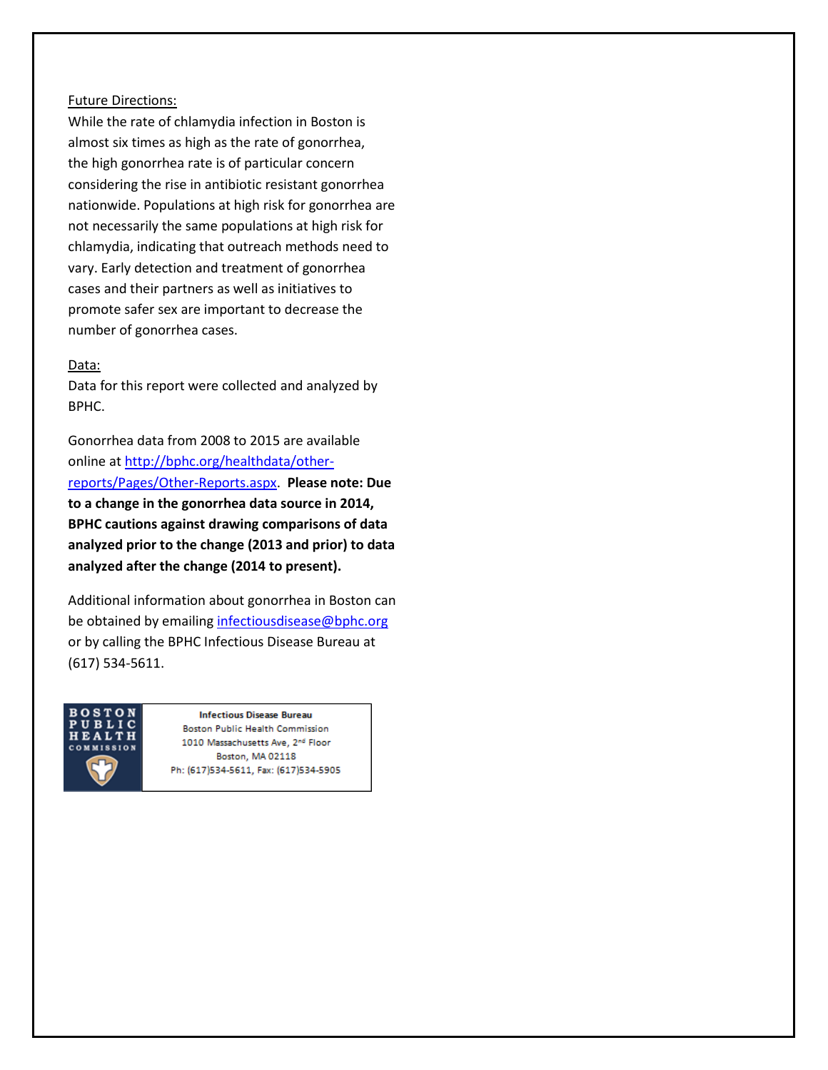Future Directions:

While the rate of chlamydia infection in Boston is almost six times as high as the rate of gonorrhea, the high gonorrhea rate is of particular concern considering the rise in antibiotic resistant gonorrhea nationwide. Populations at high risk for gonorrhea are not necessarily the same populations at high risk for chlamydia, indicating that outreach methods need to vary. Early detection and treatment of gonorrhea cases and their partners as well as initiatives to promote safer sex are important to decrease the number of gonorrhea cases.

Data:

Data for this report were collected and analyzed by BPHC.

Gonorrhea data from 2008 to 2015 are available online at http://bphc.org/healthdata/other-reports/Pages/Other-Reports.aspx. **Please note: Due to a change in the gonorrhea data source in 2014, BPHC cautions against drawing comparisons of data analyzed prior to the change (2013 and prior) to data analyzed after the change (2014 to present).**

Additional information about gonorrhea in Boston can be obtained by emailing infectiousdisease@bphc.org or by calling the BPHC Infectious Disease Bureau at (617) 534-5611.

BOSTON PUBLIC HEALTH COMMISSION

**Infectious Disease Bureau**
Boston Public Health Commission
1010 Massachusetts Ave, 2nd Floor
Boston, MA 02118
Ph: (617)534-5611, Fax: (617)534-5905